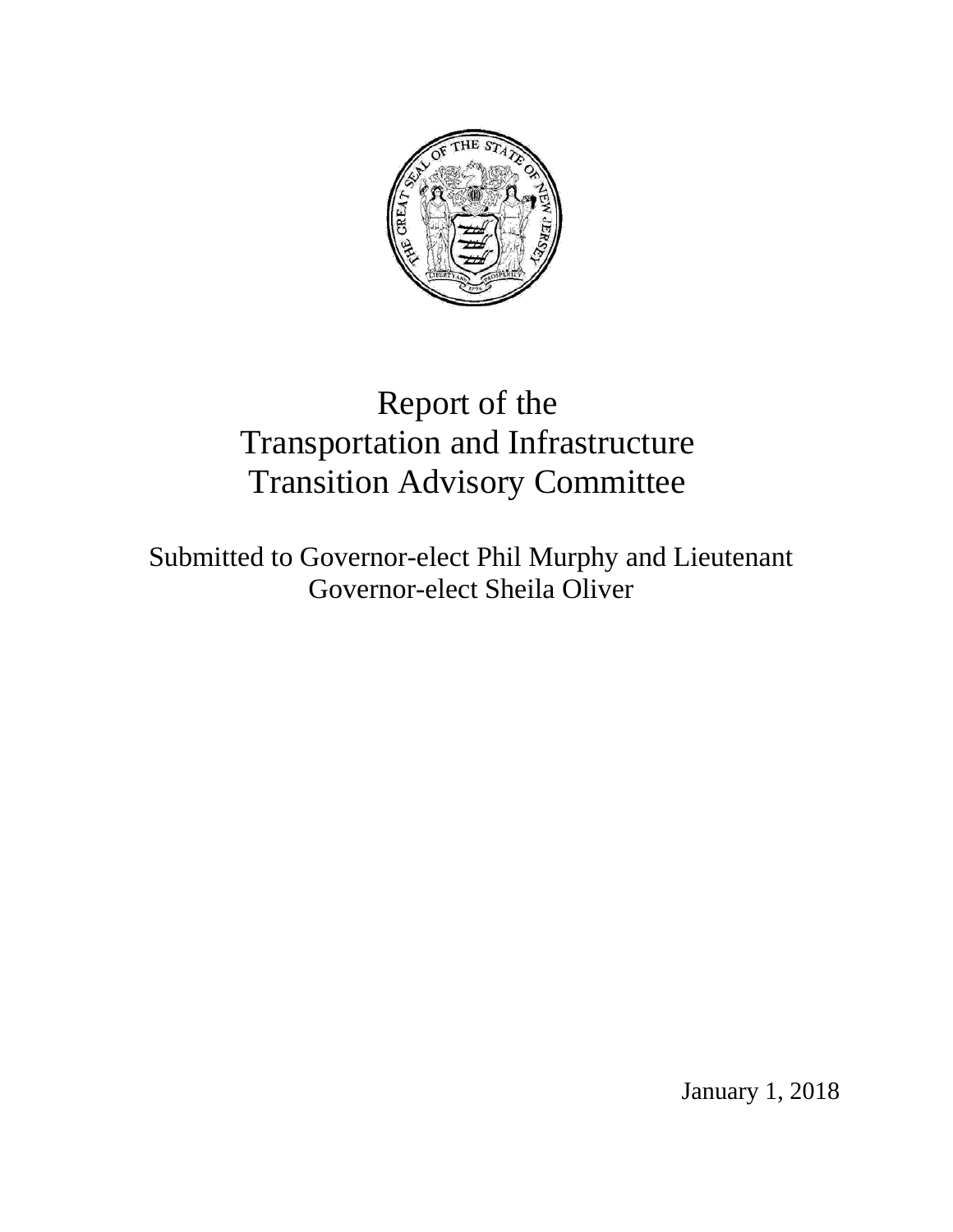# Report of the Transportation and Infrastructure Transition Advisory Committee

Submitted to Governor-elect Phil Murphy and Lieutenant Governor-elect Sheila Oliver

January 1, 2018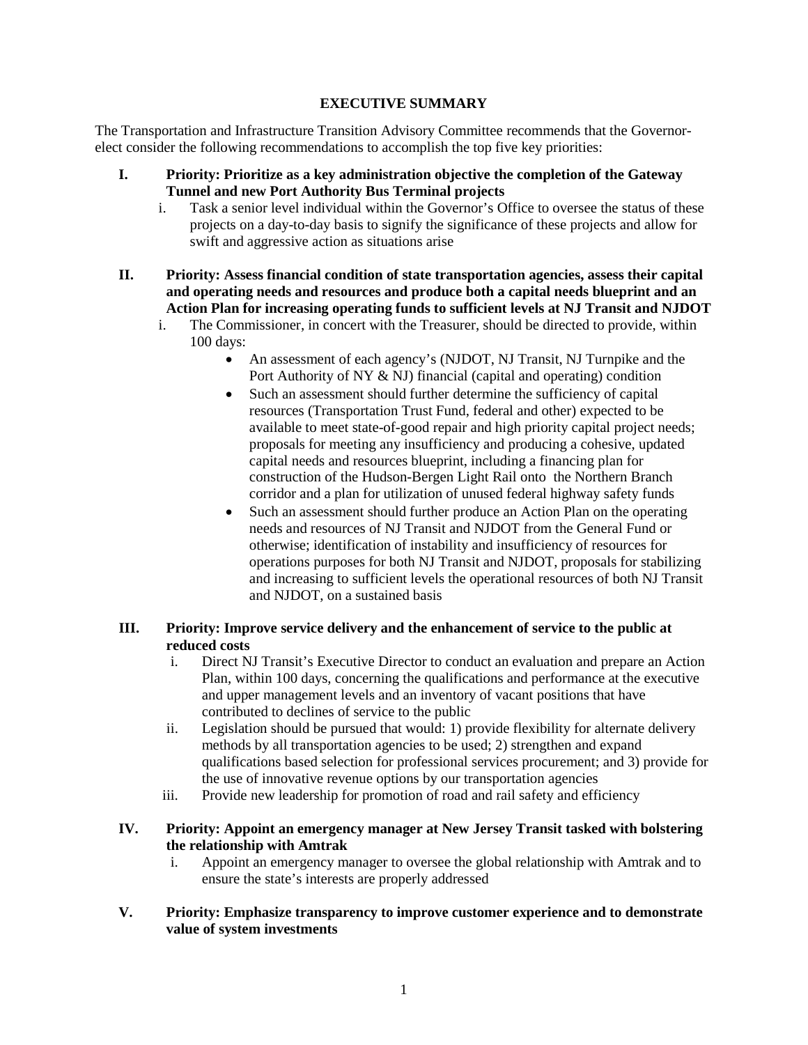## EXECUTIVE SUMMARY

The Transportation and Infrastructure Transition Advisory Committee recommends that the Governor-elect consider the following recommendations to accomplish the top five key priorities:

**I. Priority: Prioritize as a key administration objective the completion of the Gateway Tunnel and new Port Authority Bus Terminal projects**

i. Task a senior level individual within the Governor's Office to oversee the status of these projects on a day-to-day basis to signify the significance of these projects and allow for swift and aggressive action as situations arise

**II. Priority: Assess financial condition of state transportation agencies, assess their capital and operating needs and resources and produce both a capital needs blueprint and an Action Plan for increasing operating funds to sufficient levels at NJ Transit and NJDOT**

i. The Commissioner, in concert with the Treasurer, should be directed to provide, within 100 days:

- An assessment of each agency's (NJDOT, NJ Transit, NJ Turnpike and the Port Authority of NY & NJ) financial (capital and operating) condition
- Such an assessment should further determine the sufficiency of capital resources (Transportation Trust Fund, federal and other) expected to be available to meet state-of-good repair and high priority capital project needs; proposals for meeting any insufficiency and producing a cohesive, updated capital needs and resources blueprint, including a financing plan for construction of the Hudson-Bergen Light Rail onto the Northern Branch corridor and a plan for utilization of unused federal highway safety funds
- Such an assessment should further produce an Action Plan on the operating needs and resources of NJ Transit and NJDOT from the General Fund or otherwise; identification of instability and insufficiency of resources for operations purposes for both NJ Transit and NJDOT, proposals for stabilizing and increasing to sufficient levels the operational resources of both NJ Transit and NJDOT, on a sustained basis

**III. Priority: Improve service delivery and the enhancement of service to the public at reduced costs**

i. Direct NJ Transit's Executive Director to conduct an evaluation and prepare an Action Plan, within 100 days, concerning the qualifications and performance at the executive and upper management levels and an inventory of vacant positions that have contributed to declines of service to the public

ii. Legislation should be pursued that would: 1) provide flexibility for alternate delivery methods by all transportation agencies to be used; 2) strengthen and expand qualifications based selection for professional services procurement; and 3) provide for the use of innovative revenue options by our transportation agencies

iii. Provide new leadership for promotion of road and rail safety and efficiency

**IV. Priority: Appoint an emergency manager at New Jersey Transit tasked with bolstering the relationship with Amtrak**

i. Appoint an emergency manager to oversee the global relationship with Amtrak and to ensure the state's interests are properly addressed

**V. Priority: Emphasize transparency to improve customer experience and to demonstrate value of system investments**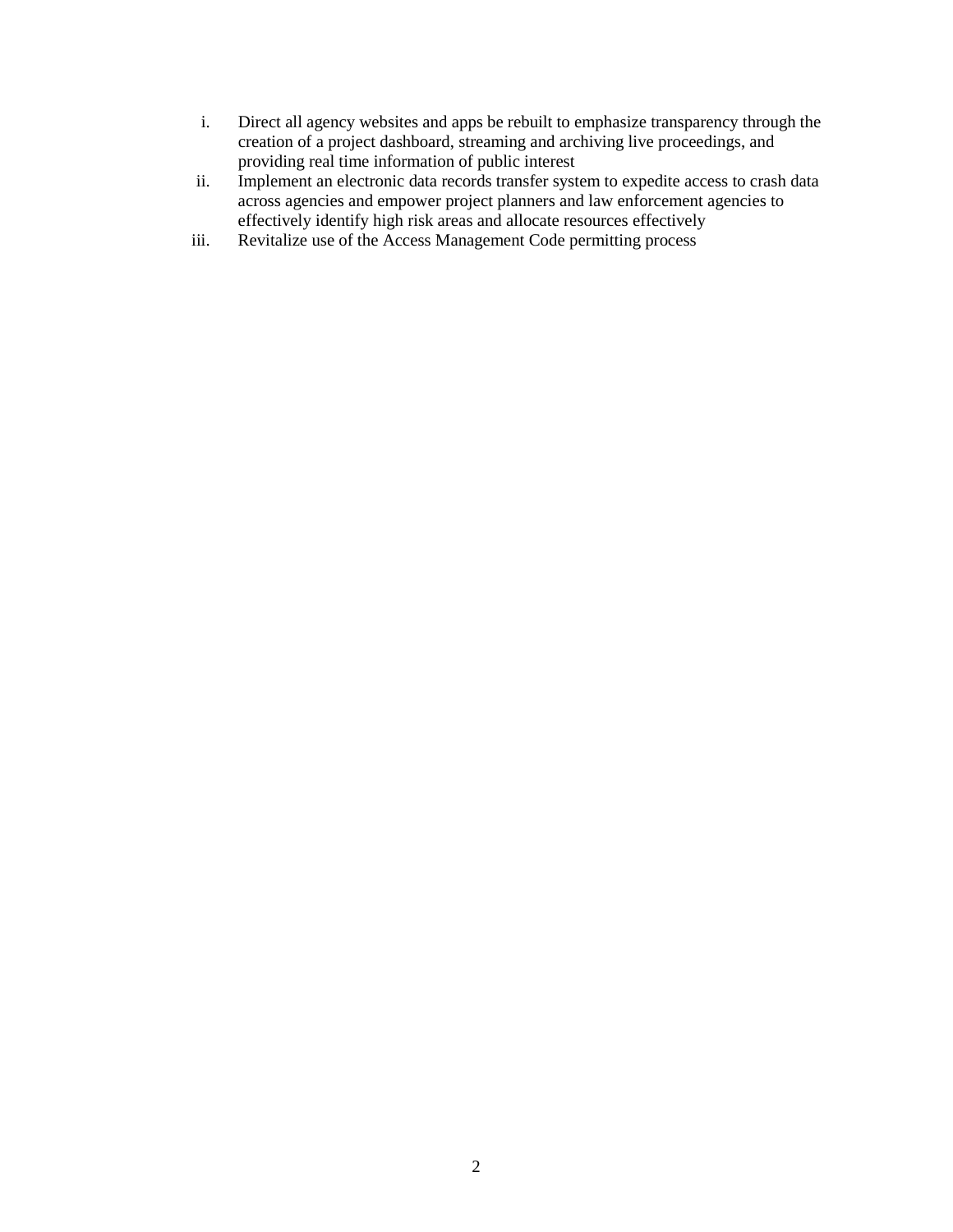i. Direct all agency websites and apps be rebuilt to emphasize transparency through the creation of a project dashboard, streaming and archiving live proceedings, and providing real time information of public interest
ii. Implement an electronic data records transfer system to expedite access to crash data across agencies and empower project planners and law enforcement agencies to effectively identify high risk areas and allocate resources effectively
iii. Revitalize use of the Access Management Code permitting process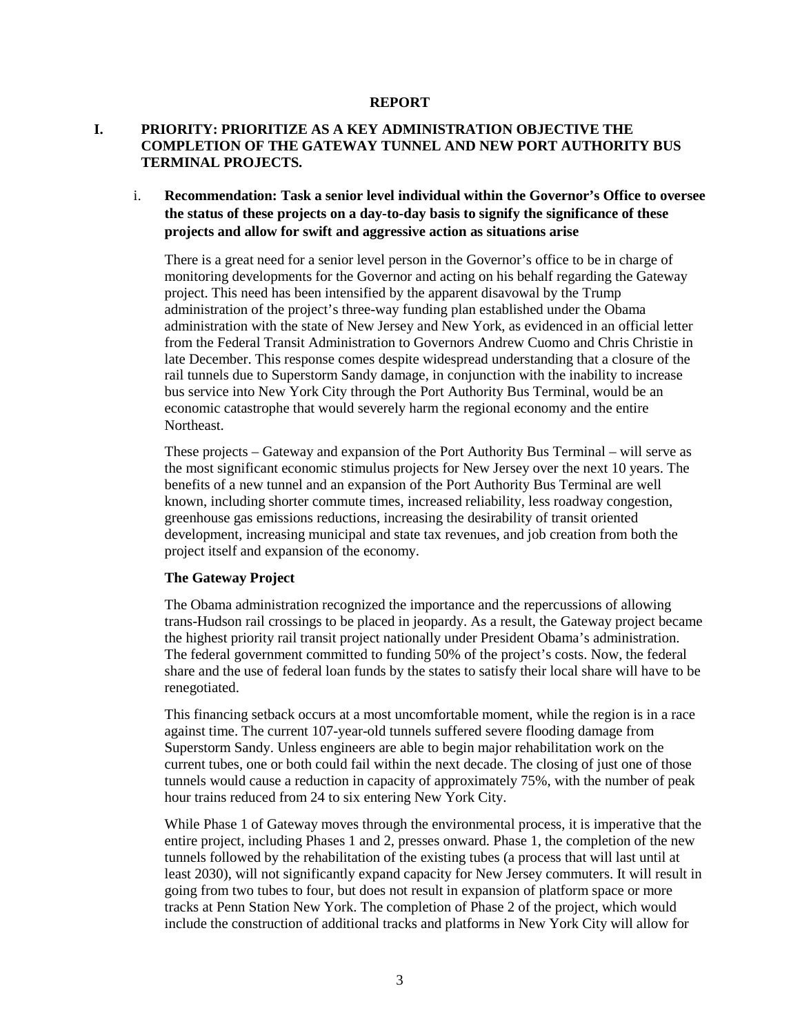## REPORT

### I. PRIORITY: PRIORITIZE AS A KEY ADMINISTRATION OBJECTIVE THE COMPLETION OF THE GATEWAY TUNNEL AND NEW PORT AUTHORITY BUS TERMINAL PROJECTS.

#### i. Recommendation: Task a senior level individual within the Governor's Office to oversee the status of these projects on a day-to-day basis to signify the significance of these projects and allow for swift and aggressive action as situations arise

There is a great need for a senior level person in the Governor's office to be in charge of monitoring developments for the Governor and acting on his behalf regarding the Gateway project. This need has been intensified by the apparent disavowal by the Trump administration of the project's three-way funding plan established under the Obama administration with the state of New Jersey and New York, as evidenced in an official letter from the Federal Transit Administration to Governors Andrew Cuomo and Chris Christie in late December. This response comes despite widespread understanding that a closure of the rail tunnels due to Superstorm Sandy damage, in conjunction with the inability to increase bus service into New York City through the Port Authority Bus Terminal, would be an economic catastrophe that would severely harm the regional economy and the entire Northeast.

These projects – Gateway and expansion of the Port Authority Bus Terminal – will serve as the most significant economic stimulus projects for New Jersey over the next 10 years. The benefits of a new tunnel and an expansion of the Port Authority Bus Terminal are well known, including shorter commute times, increased reliability, less roadway congestion, greenhouse gas emissions reductions, increasing the desirability of transit oriented development, increasing municipal and state tax revenues, and job creation from both the project itself and expansion of the economy.

**The Gateway Project**

The Obama administration recognized the importance and the repercussions of allowing trans-Hudson rail crossings to be placed in jeopardy. As a result, the Gateway project became the highest priority rail transit project nationally under President Obama's administration. The federal government committed to funding 50% of the project's costs. Now, the federal share and the use of federal loan funds by the states to satisfy their local share will have to be renegotiated.

This financing setback occurs at a most uncomfortable moment, while the region is in a race against time. The current 107-year-old tunnels suffered severe flooding damage from Superstorm Sandy. Unless engineers are able to begin major rehabilitation work on the current tubes, one or both could fail within the next decade. The closing of just one of those tunnels would cause a reduction in capacity of approximately 75%, with the number of peak hour trains reduced from 24 to six entering New York City.

While Phase 1 of Gateway moves through the environmental process, it is imperative that the entire project, including Phases 1 and 2, presses onward. Phase 1, the completion of the new tunnels followed by the rehabilitation of the existing tubes (a process that will last until at least 2030), will not significantly expand capacity for New Jersey commuters. It will result in going from two tubes to four, but does not result in expansion of platform space or more tracks at Penn Station New York. The completion of Phase 2 of the project, which would include the construction of additional tracks and platforms in New York City will allow for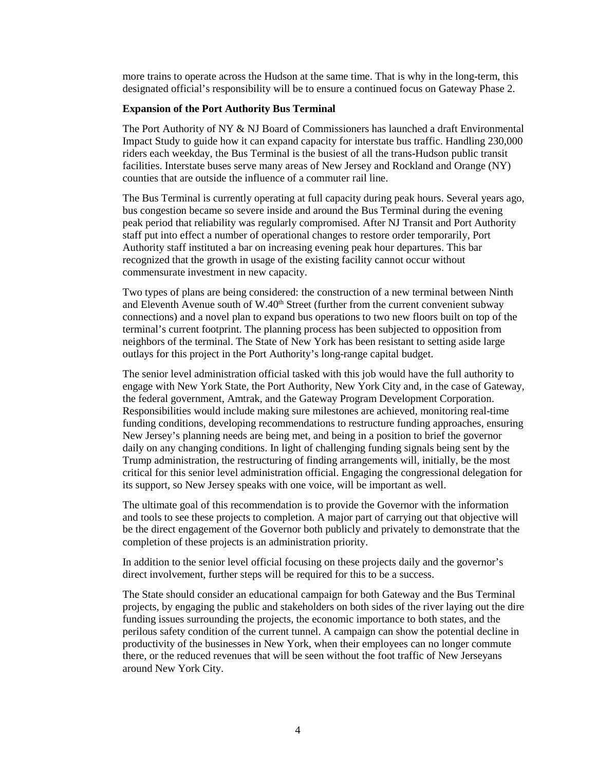more trains to operate across the Hudson at the same time. That is why in the long-term, this designated official's responsibility will be to ensure a continued focus on Gateway Phase 2.

**Expansion of the Port Authority Bus Terminal**

The Port Authority of NY & NJ Board of Commissioners has launched a draft Environmental Impact Study to guide how it can expand capacity for interstate bus traffic. Handling 230,000 riders each weekday, the Bus Terminal is the busiest of all the trans-Hudson public transit facilities. Interstate buses serve many areas of New Jersey and Rockland and Orange (NY) counties that are outside the influence of a commuter rail line.

The Bus Terminal is currently operating at full capacity during peak hours. Several years ago, bus congestion became so severe inside and around the Bus Terminal during the evening peak period that reliability was regularly compromised. After NJ Transit and Port Authority staff put into effect a number of operational changes to restore order temporarily, Port Authority staff instituted a bar on increasing evening peak hour departures. This bar recognized that the growth in usage of the existing facility cannot occur without commensurate investment in new capacity.

Two types of plans are being considered: the construction of a new terminal between Ninth and Eleventh Avenue south of W.40th Street (further from the current convenient subway connections) and a novel plan to expand bus operations to two new floors built on top of the terminal's current footprint. The planning process has been subjected to opposition from neighbors of the terminal. The State of New York has been resistant to setting aside large outlays for this project in the Port Authority's long-range capital budget.

The senior level administration official tasked with this job would have the full authority to engage with New York State, the Port Authority, New York City and, in the case of Gateway, the federal government, Amtrak, and the Gateway Program Development Corporation. Responsibilities would include making sure milestones are achieved, monitoring real-time funding conditions, developing recommendations to restructure funding approaches, ensuring New Jersey's planning needs are being met, and being in a position to brief the governor daily on any changing conditions. In light of challenging funding signals being sent by the Trump administration, the restructuring of finding arrangements will, initially, be the most critical for this senior level administration official. Engaging the congressional delegation for its support, so New Jersey speaks with one voice, will be important as well.

The ultimate goal of this recommendation is to provide the Governor with the information and tools to see these projects to completion. A major part of carrying out that objective will be the direct engagement of the Governor both publicly and privately to demonstrate that the completion of these projects is an administration priority.

In addition to the senior level official focusing on these projects daily and the governor's direct involvement, further steps will be required for this to be a success.

The State should consider an educational campaign for both Gateway and the Bus Terminal projects, by engaging the public and stakeholders on both sides of the river laying out the dire funding issues surrounding the projects, the economic importance to both states, and the perilous safety condition of the current tunnel. A campaign can show the potential decline in productivity of the businesses in New York, when their employees can no longer commute there, or the reduced revenues that will be seen without the foot traffic of New Jerseyans around New York City.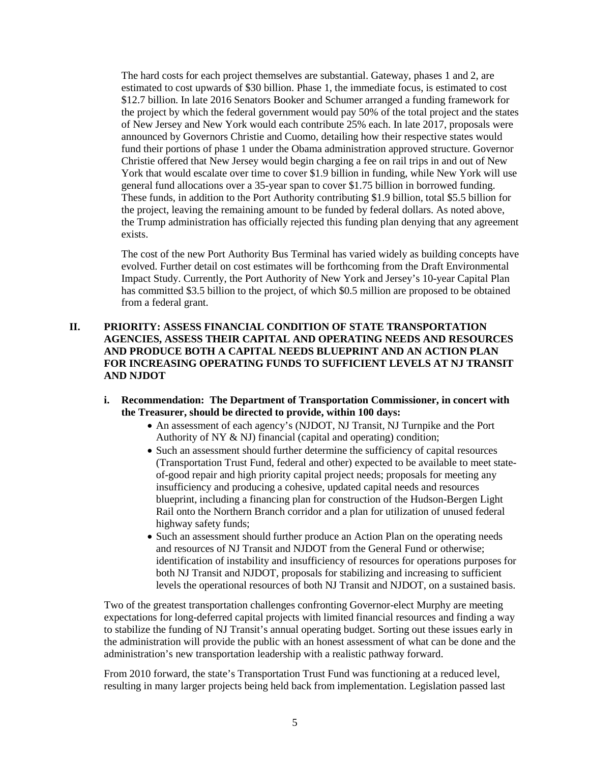The hard costs for each project themselves are substantial. Gateway, phases 1 and 2, are estimated to cost upwards of $30 billion. Phase 1, the immediate focus, is estimated to cost $12.7 billion. In late 2016 Senators Booker and Schumer arranged a funding framework for the project by which the federal government would pay 50% of the total project and the states of New Jersey and New York would each contribute 25% each. In late 2017, proposals were announced by Governors Christie and Cuomo, detailing how their respective states would fund their portions of phase 1 under the Obama administration approved structure. Governor Christie offered that New Jersey would begin charging a fee on rail trips in and out of New York that would escalate over time to cover $1.9 billion in funding, while New York will use general fund allocations over a 35-year span to cover $1.75 billion in borrowed funding. These funds, in addition to the Port Authority contributing $1.9 billion, total $5.5 billion for the project, leaving the remaining amount to be funded by federal dollars. As noted above, the Trump administration has officially rejected this funding plan denying that any agreement exists.

The cost of the new Port Authority Bus Terminal has varied widely as building concepts have evolved. Further detail on cost estimates will be forthcoming from the Draft Environmental Impact Study. Currently, the Port Authority of New York and Jersey's 10-year Capital Plan has committed $3.5 billion to the project, of which $0.5 million are proposed to be obtained from a federal grant.

## II. PRIORITY: ASSESS FINANCIAL CONDITION OF STATE TRANSPORTATION AGENCIES, ASSESS THEIR CAPITAL AND OPERATING NEEDS AND RESOURCES AND PRODUCE BOTH A CAPITAL NEEDS BLUEPRINT AND AN ACTION PLAN FOR INCREASING OPERATING FUNDS TO SUFFICIENT LEVELS AT NJ TRANSIT AND NJDOT

### i. Recommendation: The Department of Transportation Commissioner, in concert with the Treasurer, should be directed to provide, within 100 days:

- An assessment of each agency's (NJDOT, NJ Transit, NJ Turnpike and the Port Authority of NY & NJ) financial (capital and operating) condition;
- Such an assessment should further determine the sufficiency of capital resources (Transportation Trust Fund, federal and other) expected to be available to meet state-of-good repair and high priority capital project needs; proposals for meeting any insufficiency and producing a cohesive, updated capital needs and resources blueprint, including a financing plan for construction of the Hudson-Bergen Light Rail onto the Northern Branch corridor and a plan for utilization of unused federal highway safety funds;
- Such an assessment should further produce an Action Plan on the operating needs and resources of NJ Transit and NJDOT from the General Fund or otherwise; identification of instability and insufficiency of resources for operations purposes for both NJ Transit and NJDOT, proposals for stabilizing and increasing to sufficient levels the operational resources of both NJ Transit and NJDOT, on a sustained basis.

Two of the greatest transportation challenges confronting Governor-elect Murphy are meeting expectations for long-deferred capital projects with limited financial resources and finding a way to stabilize the funding of NJ Transit's annual operating budget. Sorting out these issues early in the administration will provide the public with an honest assessment of what can be done and the administration's new transportation leadership with a realistic pathway forward.

From 2010 forward, the state's Transportation Trust Fund was functioning at a reduced level, resulting in many larger projects being held back from implementation. Legislation passed last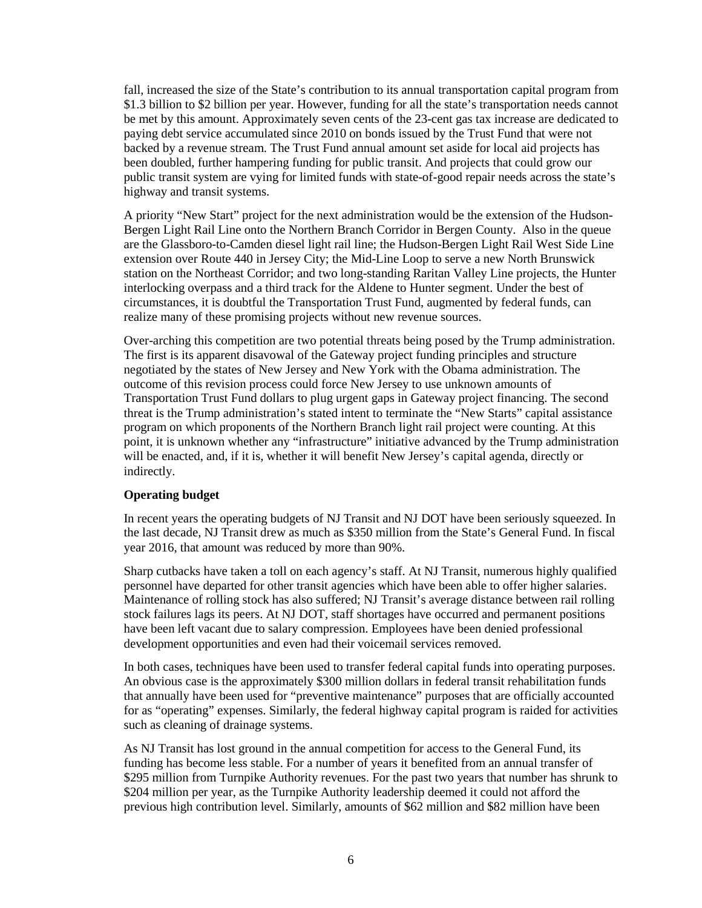fall, increased the size of the State's contribution to its annual transportation capital program from $1.3 billion to $2 billion per year. However, funding for all the state's transportation needs cannot be met by this amount. Approximately seven cents of the 23-cent gas tax increase are dedicated to paying debt service accumulated since 2010 on bonds issued by the Trust Fund that were not backed by a revenue stream. The Trust Fund annual amount set aside for local aid projects has been doubled, further hampering funding for public transit. And projects that could grow our public transit system are vying for limited funds with state-of-good repair needs across the state's highway and transit systems.

A priority "New Start" project for the next administration would be the extension of the Hudson-Bergen Light Rail Line onto the Northern Branch Corridor in Bergen County. Also in the queue are the Glassboro-to-Camden diesel light rail line; the Hudson-Bergen Light Rail West Side Line extension over Route 440 in Jersey City; the Mid-Line Loop to serve a new North Brunswick station on the Northeast Corridor; and two long-standing Raritan Valley Line projects, the Hunter interlocking overpass and a third track for the Aldene to Hunter segment. Under the best of circumstances, it is doubtful the Transportation Trust Fund, augmented by federal funds, can realize many of these promising projects without new revenue sources.

Over-arching this competition are two potential threats being posed by the Trump administration. The first is its apparent disavowal of the Gateway project funding principles and structure negotiated by the states of New Jersey and New York with the Obama administration. The outcome of this revision process could force New Jersey to use unknown amounts of Transportation Trust Fund dollars to plug urgent gaps in Gateway project financing. The second threat is the Trump administration's stated intent to terminate the "New Starts" capital assistance program on which proponents of the Northern Branch light rail project were counting. At this point, it is unknown whether any "infrastructure" initiative advanced by the Trump administration will be enacted, and, if it is, whether it will benefit New Jersey's capital agenda, directly or indirectly.

**Operating budget**

In recent years the operating budgets of NJ Transit and NJ DOT have been seriously squeezed. In the last decade, NJ Transit drew as much as $350 million from the State's General Fund. In fiscal year 2016, that amount was reduced by more than 90%.

Sharp cutbacks have taken a toll on each agency's staff. At NJ Transit, numerous highly qualified personnel have departed for other transit agencies which have been able to offer higher salaries. Maintenance of rolling stock has also suffered; NJ Transit's average distance between rail rolling stock failures lags its peers. At NJ DOT, staff shortages have occurred and permanent positions have been left vacant due to salary compression. Employees have been denied professional development opportunities and even had their voicemail services removed.

In both cases, techniques have been used to transfer federal capital funds into operating purposes. An obvious case is the approximately $300 million dollars in federal transit rehabilitation funds that annually have been used for "preventive maintenance" purposes that are officially accounted for as "operating" expenses. Similarly, the federal highway capital program is raided for activities such as cleaning of drainage systems.

As NJ Transit has lost ground in the annual competition for access to the General Fund, its funding has become less stable. For a number of years it benefited from an annual transfer of $295 million from Turnpike Authority revenues. For the past two years that number has shrunk to $204 million per year, as the Turnpike Authority leadership deemed it could not afford the previous high contribution level. Similarly, amounts of $62 million and $82 million have been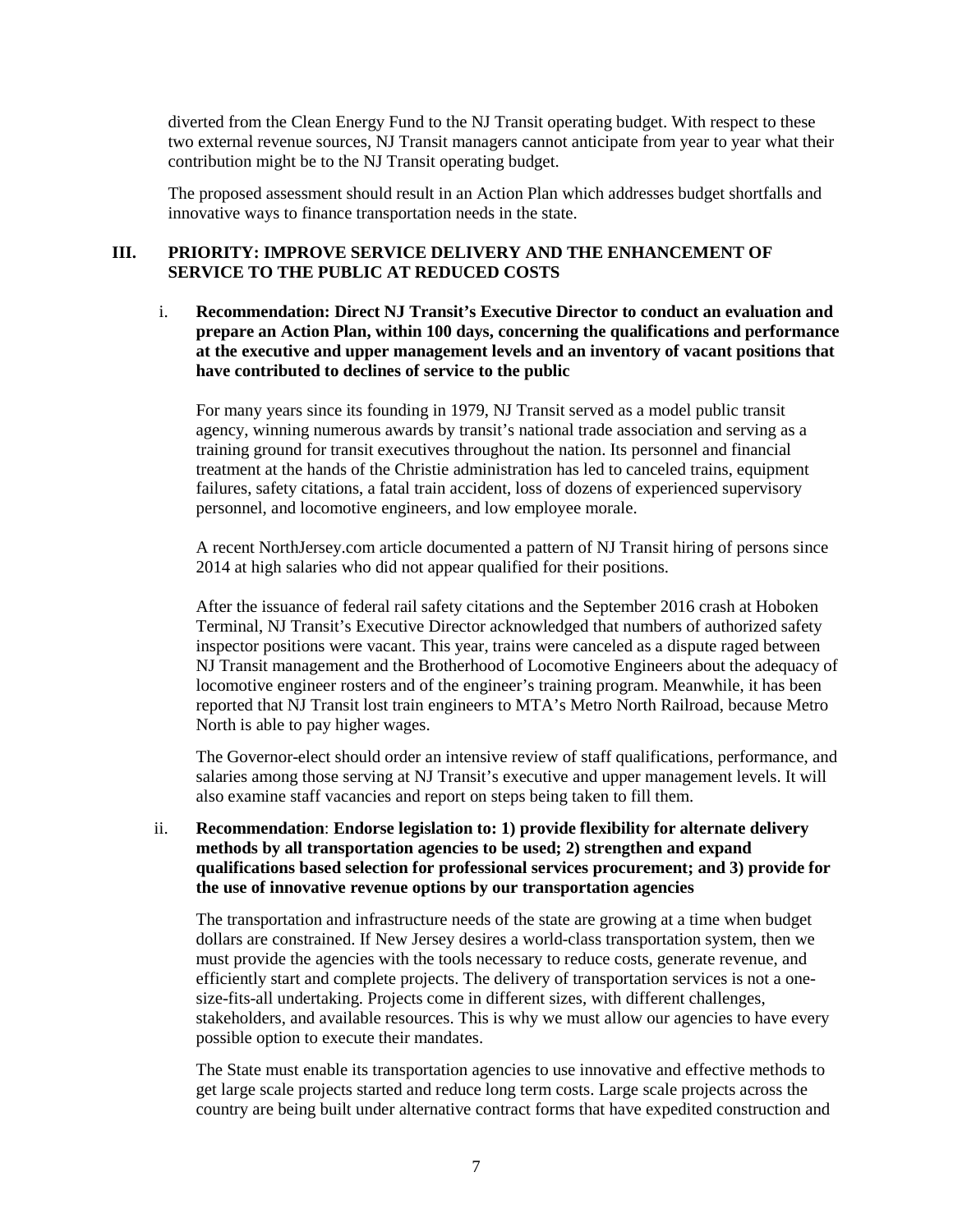diverted from the Clean Energy Fund to the NJ Transit operating budget. With respect to these two external revenue sources, NJ Transit managers cannot anticipate from year to year what their contribution might be to the NJ Transit operating budget.

The proposed assessment should result in an Action Plan which addresses budget shortfalls and innovative ways to finance transportation needs in the state.

## III. PRIORITY: IMPROVE SERVICE DELIVERY AND THE ENHANCEMENT OF SERVICE TO THE PUBLIC AT REDUCED COSTS

### i. Recommendation: Direct NJ Transit's Executive Director to conduct an evaluation and prepare an Action Plan, within 100 days, concerning the qualifications and performance at the executive and upper management levels and an inventory of vacant positions that have contributed to declines of service to the public

For many years since its founding in 1979, NJ Transit served as a model public transit agency, winning numerous awards by transit's national trade association and serving as a training ground for transit executives throughout the nation. Its personnel and financial treatment at the hands of the Christie administration has led to canceled trains, equipment failures, safety citations, a fatal train accident, loss of dozens of experienced supervisory personnel, and locomotive engineers, and low employee morale.

A recent NorthJersey.com article documented a pattern of NJ Transit hiring of persons since 2014 at high salaries who did not appear qualified for their positions.

After the issuance of federal rail safety citations and the September 2016 crash at Hoboken Terminal, NJ Transit's Executive Director acknowledged that numbers of authorized safety inspector positions were vacant. This year, trains were canceled as a dispute raged between NJ Transit management and the Brotherhood of Locomotive Engineers about the adequacy of locomotive engineer rosters and of the engineer's training program. Meanwhile, it has been reported that NJ Transit lost train engineers to MTA's Metro North Railroad, because Metro North is able to pay higher wages.

The Governor-elect should order an intensive review of staff qualifications, performance, and salaries among those serving at NJ Transit's executive and upper management levels. It will also examine staff vacancies and report on steps being taken to fill them.

### ii. Recommendation: Endorse legislation to: 1) provide flexibility for alternate delivery methods by all transportation agencies to be used; 2) strengthen and expand qualifications based selection for professional services procurement; and 3) provide for the use of innovative revenue options by our transportation agencies

The transportation and infrastructure needs of the state are growing at a time when budget dollars are constrained. If New Jersey desires a world-class transportation system, then we must provide the agencies with the tools necessary to reduce costs, generate revenue, and efficiently start and complete projects. The delivery of transportation services is not a one-size-fits-all undertaking. Projects come in different sizes, with different challenges, stakeholders, and available resources. This is why we must allow our agencies to have every possible option to execute their mandates.

The State must enable its transportation agencies to use innovative and effective methods to get large scale projects started and reduce long term costs. Large scale projects across the country are being built under alternative contract forms that have expedited construction and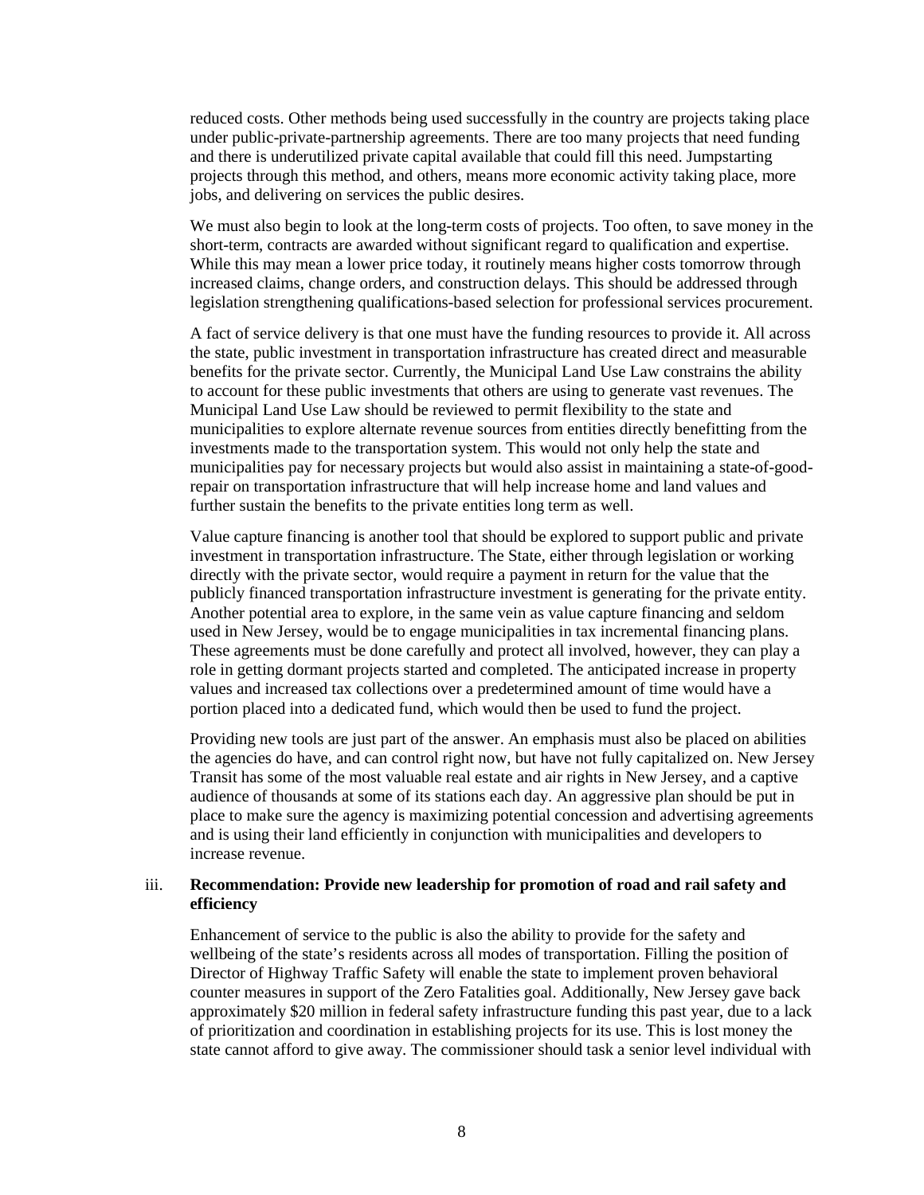reduced costs. Other methods being used successfully in the country are projects taking place under public-private-partnership agreements. There are too many projects that need funding and there is underutilized private capital available that could fill this need. Jumpstarting projects through this method, and others, means more economic activity taking place, more jobs, and delivering on services the public desires.

We must also begin to look at the long-term costs of projects. Too often, to save money in the short-term, contracts are awarded without significant regard to qualification and expertise. While this may mean a lower price today, it routinely means higher costs tomorrow through increased claims, change orders, and construction delays. This should be addressed through legislation strengthening qualifications-based selection for professional services procurement.

A fact of service delivery is that one must have the funding resources to provide it. All across the state, public investment in transportation infrastructure has created direct and measurable benefits for the private sector. Currently, the Municipal Land Use Law constrains the ability to account for these public investments that others are using to generate vast revenues. The Municipal Land Use Law should be reviewed to permit flexibility to the state and municipalities to explore alternate revenue sources from entities directly benefitting from the investments made to the transportation system. This would not only help the state and municipalities pay for necessary projects but would also assist in maintaining a state-of-good-repair on transportation infrastructure that will help increase home and land values and further sustain the benefits to the private entities long term as well.

Value capture financing is another tool that should be explored to support public and private investment in transportation infrastructure. The State, either through legislation or working directly with the private sector, would require a payment in return for the value that the publicly financed transportation infrastructure investment is generating for the private entity. Another potential area to explore, in the same vein as value capture financing and seldom used in New Jersey, would be to engage municipalities in tax incremental financing plans. These agreements must be done carefully and protect all involved, however, they can play a role in getting dormant projects started and completed. The anticipated increase in property values and increased tax collections over a predetermined amount of time would have a portion placed into a dedicated fund, which would then be used to fund the project.

Providing new tools are just part of the answer. An emphasis must also be placed on abilities the agencies do have, and can control right now, but have not fully capitalized on. New Jersey Transit has some of the most valuable real estate and air rights in New Jersey, and a captive audience of thousands at some of its stations each day. An aggressive plan should be put in place to make sure the agency is maximizing potential concession and advertising agreements and is using their land efficiently in conjunction with municipalities and developers to increase revenue.

iii. **Recommendation: Provide new leadership for promotion of road and rail safety and efficiency**

Enhancement of service to the public is also the ability to provide for the safety and wellbeing of the state's residents across all modes of transportation. Filling the position of Director of Highway Traffic Safety will enable the state to implement proven behavioral counter measures in support of the Zero Fatalities goal. Additionally, New Jersey gave back approximately $20 million in federal safety infrastructure funding this past year, due to a lack of prioritization and coordination in establishing projects for its use. This is lost money the state cannot afford to give away. The commissioner should task a senior level individual with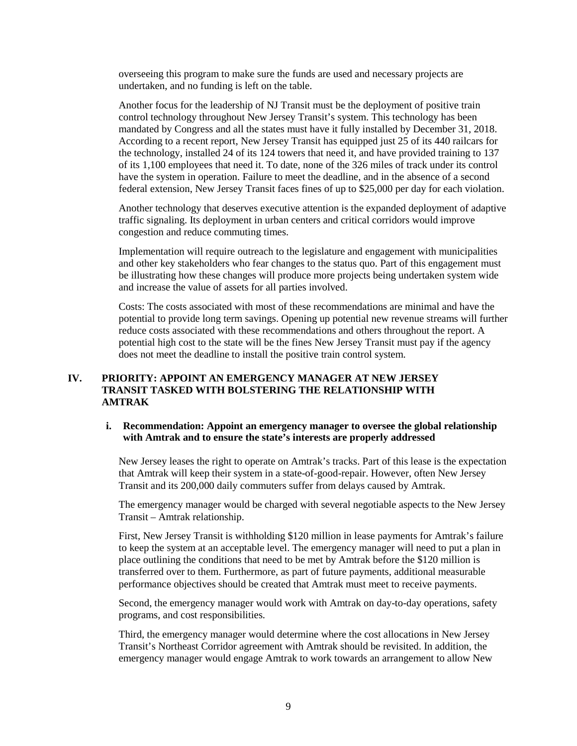overseeing this program to make sure the funds are used and necessary projects are undertaken, and no funding is left on the table.

Another focus for the leadership of NJ Transit must be the deployment of positive train control technology throughout New Jersey Transit's system. This technology has been mandated by Congress and all the states must have it fully installed by December 31, 2018. According to a recent report, New Jersey Transit has equipped just 25 of its 440 railcars for the technology, installed 24 of its 124 towers that need it, and have provided training to 137 of its 1,100 employees that need it. To date, none of the 326 miles of track under its control have the system in operation. Failure to meet the deadline, and in the absence of a second federal extension, New Jersey Transit faces fines of up to $25,000 per day for each violation.

Another technology that deserves executive attention is the expanded deployment of adaptive traffic signaling. Its deployment in urban centers and critical corridors would improve congestion and reduce commuting times.

Implementation will require outreach to the legislature and engagement with municipalities and other key stakeholders who fear changes to the status quo. Part of this engagement must be illustrating how these changes will produce more projects being undertaken system wide and increase the value of assets for all parties involved.

Costs: The costs associated with most of these recommendations are minimal and have the potential to provide long term savings. Opening up potential new revenue streams will further reduce costs associated with these recommendations and others throughout the report. A potential high cost to the state will be the fines New Jersey Transit must pay if the agency does not meet the deadline to install the positive train control system.

## IV. PRIORITY: APPOINT AN EMERGENCY MANAGER AT NEW JERSEY TRANSIT TASKED WITH BOLSTERING THE RELATIONSHIP WITH AMTRAK

### i. Recommendation: Appoint an emergency manager to oversee the global relationship with Amtrak and to ensure the state's interests are properly addressed

New Jersey leases the right to operate on Amtrak's tracks. Part of this lease is the expectation that Amtrak will keep their system in a state-of-good-repair. However, often New Jersey Transit and its 200,000 daily commuters suffer from delays caused by Amtrak.

The emergency manager would be charged with several negotiable aspects to the New Jersey Transit – Amtrak relationship.

First, New Jersey Transit is withholding $120 million in lease payments for Amtrak's failure to keep the system at an acceptable level. The emergency manager will need to put a plan in place outlining the conditions that need to be met by Amtrak before the $120 million is transferred over to them. Furthermore, as part of future payments, additional measurable performance objectives should be created that Amtrak must meet to receive payments.

Second, the emergency manager would work with Amtrak on day-to-day operations, safety programs, and cost responsibilities.

Third, the emergency manager would determine where the cost allocations in New Jersey Transit's Northeast Corridor agreement with Amtrak should be revisited. In addition, the emergency manager would engage Amtrak to work towards an arrangement to allow New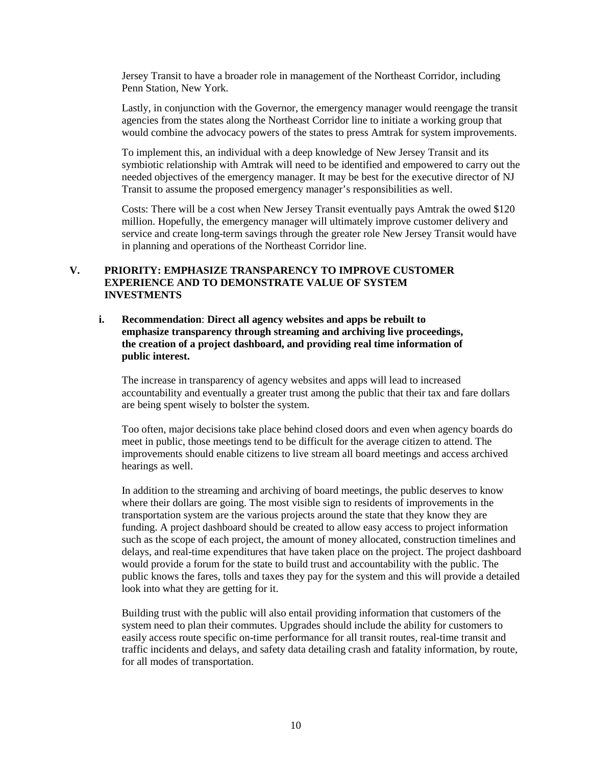Jersey Transit to have a broader role in management of the Northeast Corridor, including Penn Station, New York.

Lastly, in conjunction with the Governor, the emergency manager would reengage the transit agencies from the states along the Northeast Corridor line to initiate a working group that would combine the advocacy powers of the states to press Amtrak for system improvements.

To implement this, an individual with a deep knowledge of New Jersey Transit and its symbiotic relationship with Amtrak will need to be identified and empowered to carry out the needed objectives of the emergency manager. It may be best for the executive director of NJ Transit to assume the proposed emergency manager's responsibilities as well.

Costs: There will be a cost when New Jersey Transit eventually pays Amtrak the owed $120 million. Hopefully, the emergency manager will ultimately improve customer delivery and service and create long-term savings through the greater role New Jersey Transit would have in planning and operations of the Northeast Corridor line.

## V. PRIORITY: EMPHASIZE TRANSPARENCY TO IMPROVE CUSTOMER EXPERIENCE AND TO DEMONSTRATE VALUE OF SYSTEM INVESTMENTS

### i. Recommendation: Direct all agency websites and apps be rebuilt to emphasize transparency through streaming and archiving live proceedings, the creation of a project dashboard, and providing real time information of public interest.

The increase in transparency of agency websites and apps will lead to increased accountability and eventually a greater trust among the public that their tax and fare dollars are being spent wisely to bolster the system.

Too often, major decisions take place behind closed doors and even when agency boards do meet in public, those meetings tend to be difficult for the average citizen to attend. The improvements should enable citizens to live stream all board meetings and access archived hearings as well.

In addition to the streaming and archiving of board meetings, the public deserves to know where their dollars are going. The most visible sign to residents of improvements in the transportation system are the various projects around the state that they know they are funding. A project dashboard should be created to allow easy access to project information such as the scope of each project, the amount of money allocated, construction timelines and delays, and real-time expenditures that have taken place on the project. The project dashboard would provide a forum for the state to build trust and accountability with the public. The public knows the fares, tolls and taxes they pay for the system and this will provide a detailed look into what they are getting for it.

Building trust with the public will also entail providing information that customers of the system need to plan their commutes. Upgrades should include the ability for customers to easily access route specific on-time performance for all transit routes, real-time transit and traffic incidents and delays, and safety data detailing crash and fatality information, by route, for all modes of transportation.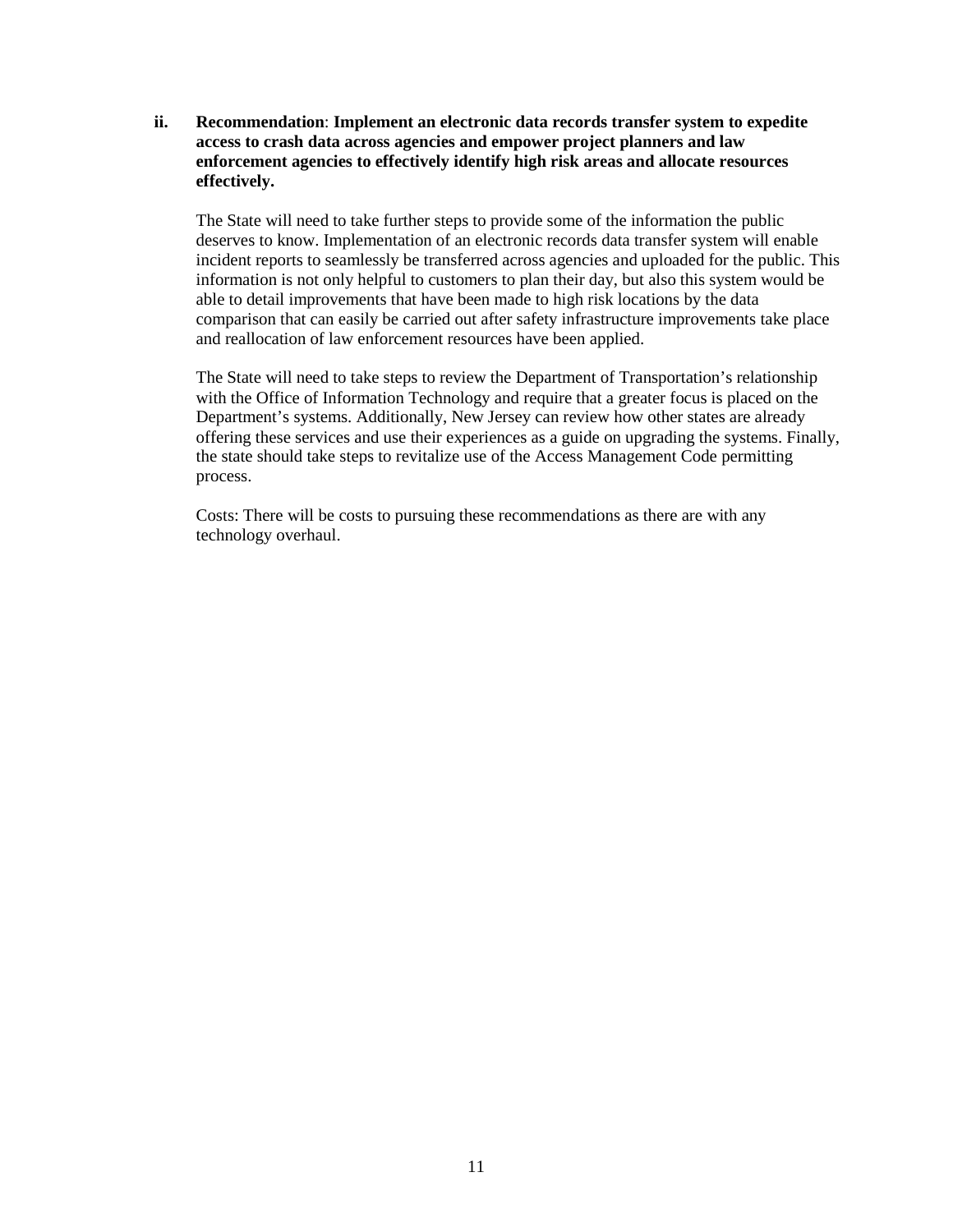ii. **Recommendation**: **Implement an electronic data records transfer system to expedite access to crash data across agencies and empower project planners and law enforcement agencies to effectively identify high risk areas and allocate resources effectively.**

The State will need to take further steps to provide some of the information the public deserves to know. Implementation of an electronic records data transfer system will enable incident reports to seamlessly be transferred across agencies and uploaded for the public. This information is not only helpful to customers to plan their day, but also this system would be able to detail improvements that have been made to high risk locations by the data comparison that can easily be carried out after safety infrastructure improvements take place and reallocation of law enforcement resources have been applied.

The State will need to take steps to review the Department of Transportation's relationship with the Office of Information Technology and require that a greater focus is placed on the Department's systems. Additionally, New Jersey can review how other states are already offering these services and use their experiences as a guide on upgrading the systems. Finally, the state should take steps to revitalize use of the Access Management Code permitting process.

Costs: There will be costs to pursuing these recommendations as there are with any technology overhaul.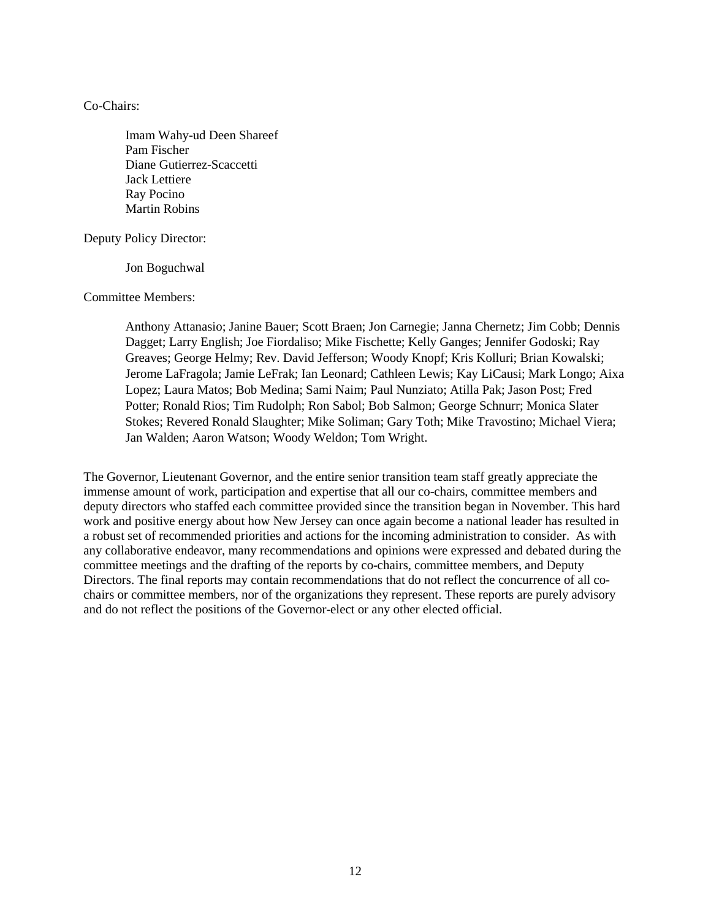Co-Chairs:

Imam Wahy-ud Deen Shareef
Pam Fischer
Diane Gutierrez-Scaccetti
Jack Lettiere
Ray Pocino
Martin Robins

Deputy Policy Director:

Jon Boguchwal

Committee Members:

Anthony Attanasio; Janine Bauer; Scott Braen; Jon Carnegie; Janna Chernetz; Jim Cobb; Dennis Dagget; Larry English; Joe Fiordaliso; Mike Fischette; Kelly Ganges; Jennifer Godoski; Ray Greaves; George Helmy; Rev. David Jefferson; Woody Knopf; Kris Kolluri; Brian Kowalski; Jerome LaFragola; Jamie LeFrak; Ian Leonard; Cathleen Lewis; Kay LiCausi; Mark Longo; Aixa Lopez; Laura Matos; Bob Medina; Sami Naim; Paul Nunziato; Atilla Pak; Jason Post; Fred Potter; Ronald Rios; Tim Rudolph; Ron Sabol; Bob Salmon; George Schnurr; Monica Slater Stokes; Revered Ronald Slaughter; Mike Soliman; Gary Toth; Mike Travostino; Michael Viera; Jan Walden; Aaron Watson; Woody Weldon; Tom Wright.

The Governor, Lieutenant Governor, and the entire senior transition team staff greatly appreciate the immense amount of work, participation and expertise that all our co-chairs, committee members and deputy directors who staffed each committee provided since the transition began in November. This hard work and positive energy about how New Jersey can once again become a national leader has resulted in a robust set of recommended priorities and actions for the incoming administration to consider. As with any collaborative endeavor, many recommendations and opinions were expressed and debated during the committee meetings and the drafting of the reports by co-chairs, committee members, and Deputy Directors. The final reports may contain recommendations that do not reflect the concurrence of all co-chairs or committee members, nor of the organizations they represent. These reports are purely advisory and do not reflect the positions of the Governor-elect or any other elected official.